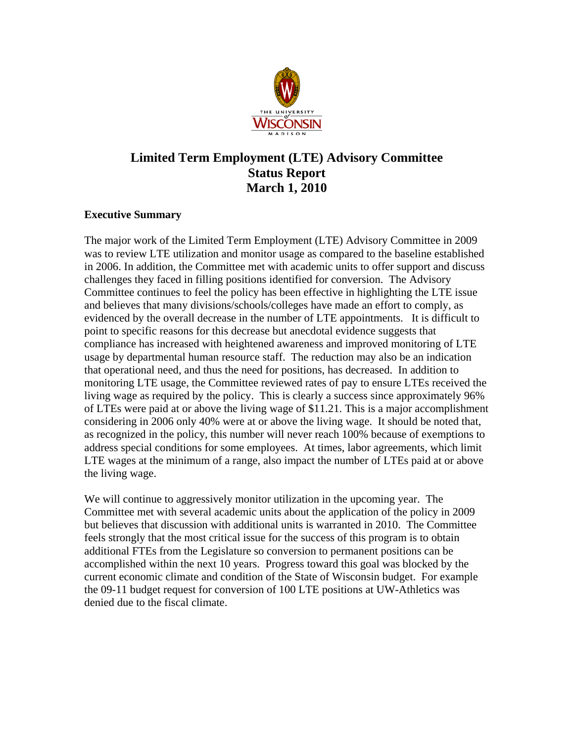# Limited Term Employment (LTE) Advisory Committee
# Status Report
# March 1, 2010

**Executive Summary**

The major work of the Limited Term Employment (LTE) Advisory Committee in 2009 was to review LTE utilization and monitor usage as compared to the baseline established in 2006. In addition, the Committee met with academic units to offer support and discuss challenges they faced in filling positions identified for conversion. The Advisory Committee continues to feel the policy has been effective in highlighting the LTE issue and believes that many divisions/schools/colleges have made an effort to comply, as evidenced by the overall decrease in the number of LTE appointments. It is difficult to point to specific reasons for this decrease but anecdotal evidence suggests that compliance has increased with heightened awareness and improved monitoring of LTE usage by departmental human resource staff. The reduction may also be an indication that operational need, and thus the need for positions, has decreased. In addition to monitoring LTE usage, the Committee reviewed rates of pay to ensure LTEs received the living wage as required by the policy. This is clearly a success since approximately 96% of LTEs were paid at or above the living wage of $11.21. This is a major accomplishment considering in 2006 only 40% were at or above the living wage. It should be noted that, as recognized in the policy, this number will never reach 100% because of exemptions to address special conditions for some employees. At times, labor agreements, which limit LTE wages at the minimum of a range, also impact the number of LTEs paid at or above the living wage.

We will continue to aggressively monitor utilization in the upcoming year. The Committee met with several academic units about the application of the policy in 2009 but believes that discussion with additional units is warranted in 2010. The Committee feels strongly that the most critical issue for the success of this program is to obtain additional FTEs from the Legislature so conversion to permanent positions can be accomplished within the next 10 years. Progress toward this goal was blocked by the current economic climate and condition of the State of Wisconsin budget. For example the 09-11 budget request for conversion of 100 LTE positions at UW-Athletics was denied due to the fiscal climate.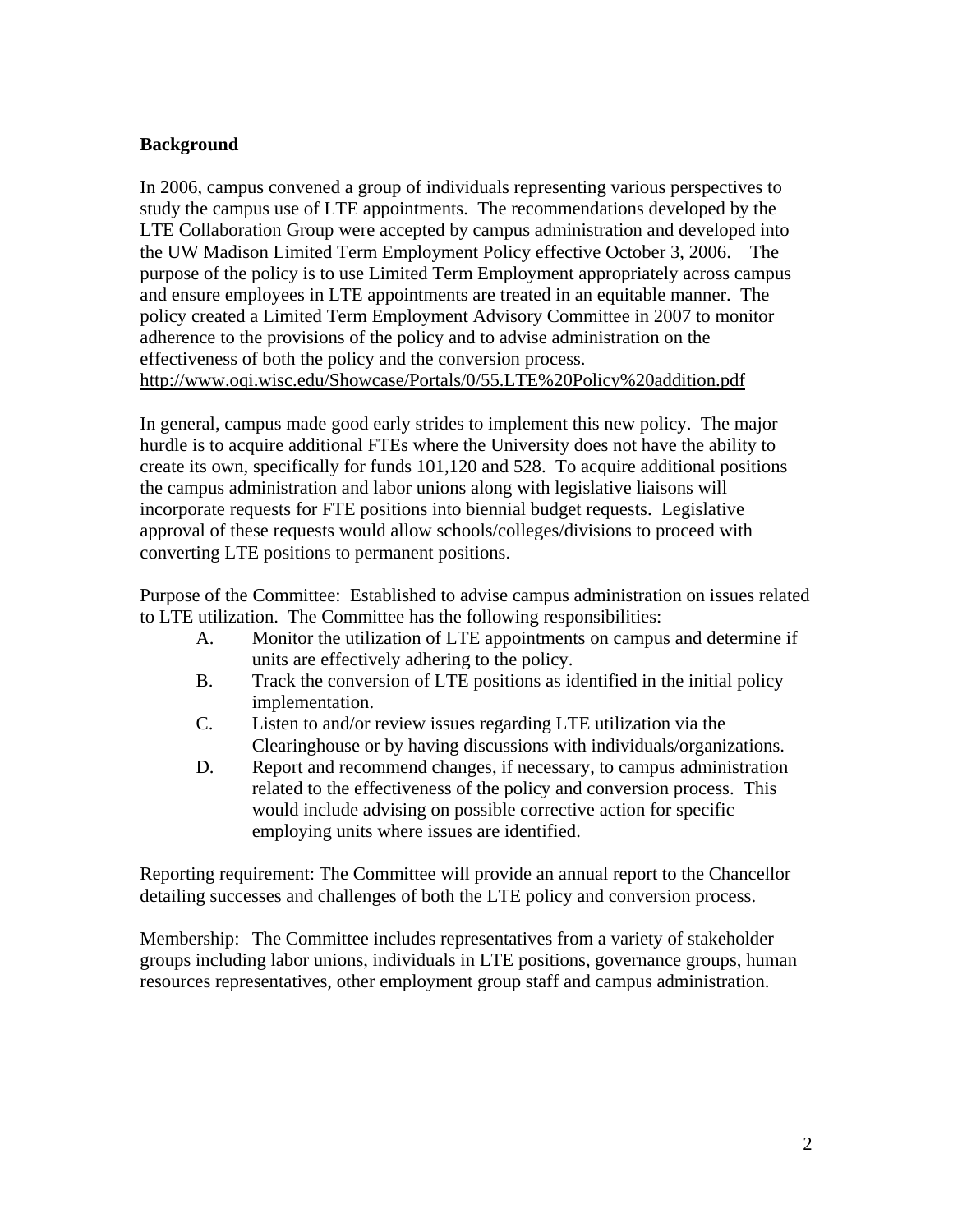**Background**

In 2006, campus convened a group of individuals representing various perspectives to study the campus use of LTE appointments. The recommendations developed by the LTE Collaboration Group were accepted by campus administration and developed into the UW Madison Limited Term Employment Policy effective October 3, 2006. The purpose of the policy is to use Limited Term Employment appropriately across campus and ensure employees in LTE appointments are treated in an equitable manner. The policy created a Limited Term Employment Advisory Committee in 2007 to monitor adherence to the provisions of the policy and to advise administration on the effectiveness of both the policy and the conversion process.
http://www.oqi.wisc.edu/Showcase/Portals/0/55.LTE%20Policy%20addition.pdf

In general, campus made good early strides to implement this new policy. The major hurdle is to acquire additional FTEs where the University does not have the ability to create its own, specifically for funds 101,120 and 528. To acquire additional positions the campus administration and labor unions along with legislative liaisons will incorporate requests for FTE positions into biennial budget requests. Legislative approval of these requests would allow schools/colleges/divisions to proceed with converting LTE positions to permanent positions.

Purpose of the Committee: Established to advise campus administration on issues related to LTE utilization. The Committee has the following responsibilities:

A. Monitor the utilization of LTE appointments on campus and determine if units are effectively adhering to the policy.
B. Track the conversion of LTE positions as identified in the initial policy implementation.
C. Listen to and/or review issues regarding LTE utilization via the Clearinghouse or by having discussions with individuals/organizations.
D. Report and recommend changes, if necessary, to campus administration related to the effectiveness of the policy and conversion process. This would include advising on possible corrective action for specific employing units where issues are identified.

Reporting requirement: The Committee will provide an annual report to the Chancellor detailing successes and challenges of both the LTE policy and conversion process.

Membership: The Committee includes representatives from a variety of stakeholder groups including labor unions, individuals in LTE positions, governance groups, human resources representatives, other employment group staff and campus administration.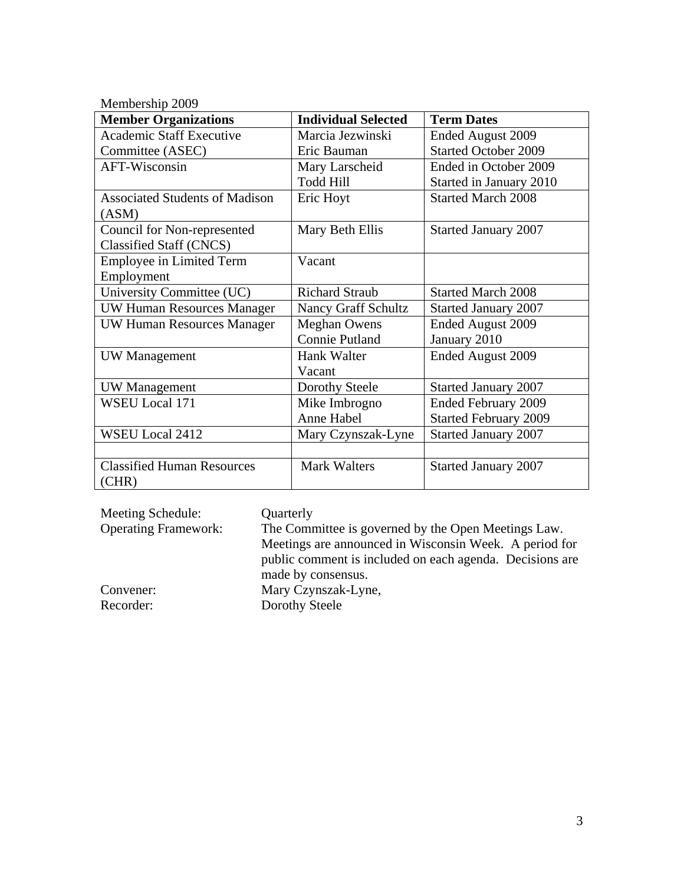Membership 2009

| Member Organizations | Individual Selected | Term Dates |
|---|---|---|
| Academic Staff Executive Committee (ASEC) | Marcia Jezwinski<br>Eric Bauman | Ended August 2009<br>Started October 2009 |
| AFT-Wisconsin | Mary Larscheid<br>Todd Hill | Ended in October 2009<br>Started in January 2010 |
| Associated Students of Madison (ASM) | Eric Hoyt | Started March 2008 |
| Council for Non-represented Classified Staff (CNCS) | Mary Beth Ellis | Started January 2007 |
| Employee in Limited Term Employment | Vacant | |
| University Committee (UC) | Richard Straub | Started March 2008 |
| UW Human Resources Manager | Nancy Graff Schultz | Started January 2007 |
| UW Human Resources Manager | Meghan Owens<br>Connie Putland | Ended August 2009<br>January 2010 |
| UW Management | Hank Walter<br>Vacant | Ended August 2009 |
| UW Management | Dorothy Steele | Started January 2007 |
| WSEU Local 171 | Mike Imbrogno<br>Anne Habel | Ended February 2009<br>Started February 2009 |
| WSEU Local 2412 | Mary Czynszak-Lyne | Started January 2007 |
| | | |
| Classified Human Resources (CHR) | Mark Walters | Started January 2007 |

Meeting Schedule: Quarterly

Operating Framework: The Committee is governed by the Open Meetings Law. Meetings are announced in Wisconsin Week. A period for public comment is included on each agenda. Decisions are made by consensus.

Convener: Mary Czynszak-Lyne,

Recorder: Dorothy Steele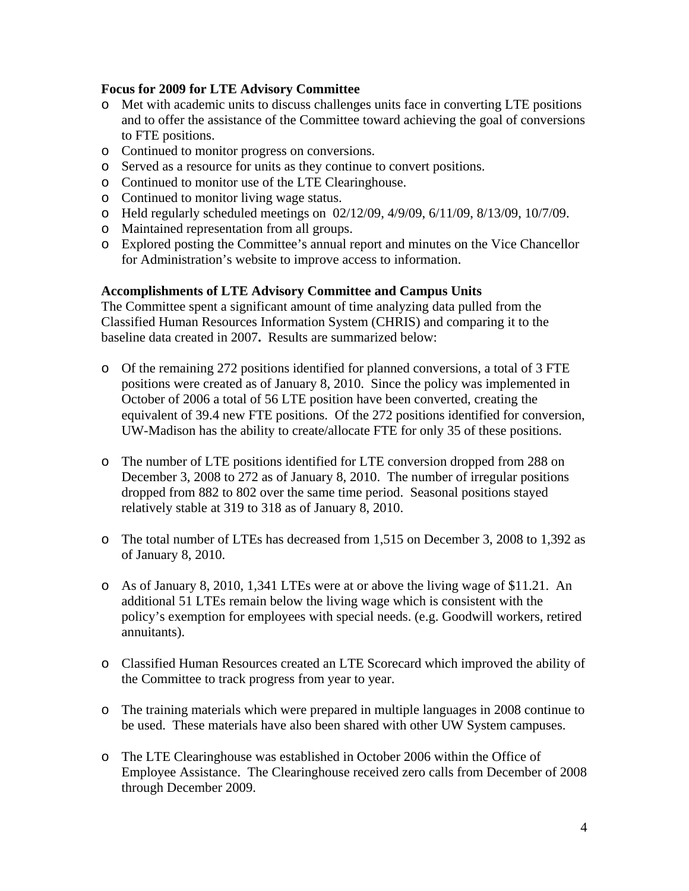**Focus for 2009 for LTE Advisory Committee**

- Met with academic units to discuss challenges units face in converting LTE positions and to offer the assistance of the Committee toward achieving the goal of conversions to FTE positions.
- Continued to monitor progress on conversions.
- Served as a resource for units as they continue to convert positions.
- Continued to monitor use of the LTE Clearinghouse.
- Continued to monitor living wage status.
- Held regularly scheduled meetings on 02/12/09, 4/9/09, 6/11/09, 8/13/09, 10/7/09.
- Maintained representation from all groups.
- Explored posting the Committee's annual report and minutes on the Vice Chancellor for Administration's website to improve access to information.

**Accomplishments of LTE Advisory Committee and Campus Units**

The Committee spent a significant amount of time analyzing data pulled from the Classified Human Resources Information System (CHRIS) and comparing it to the baseline data created in 2007**.** Results are summarized below:

- Of the remaining 272 positions identified for planned conversions, a total of 3 FTE positions were created as of January 8, 2010. Since the policy was implemented in October of 2006 a total of 56 LTE position have been converted, creating the equivalent of 39.4 new FTE positions. Of the 272 positions identified for conversion, UW-Madison has the ability to create/allocate FTE for only 35 of these positions.

- The number of LTE positions identified for LTE conversion dropped from 288 on December 3, 2008 to 272 as of January 8, 2010. The number of irregular positions dropped from 882 to 802 over the same time period. Seasonal positions stayed relatively stable at 319 to 318 as of January 8, 2010.

- The total number of LTEs has decreased from 1,515 on December 3, 2008 to 1,392 as of January 8, 2010.

- As of January 8, 2010, 1,341 LTEs were at or above the living wage of $11.21. An additional 51 LTEs remain below the living wage which is consistent with the policy's exemption for employees with special needs. (e.g. Goodwill workers, retired annuitants).

- Classified Human Resources created an LTE Scorecard which improved the ability of the Committee to track progress from year to year.

- The training materials which were prepared in multiple languages in 2008 continue to be used. These materials have also been shared with other UW System campuses.

- The LTE Clearinghouse was established in October 2006 within the Office of Employee Assistance. The Clearinghouse received zero calls from December of 2008 through December 2009.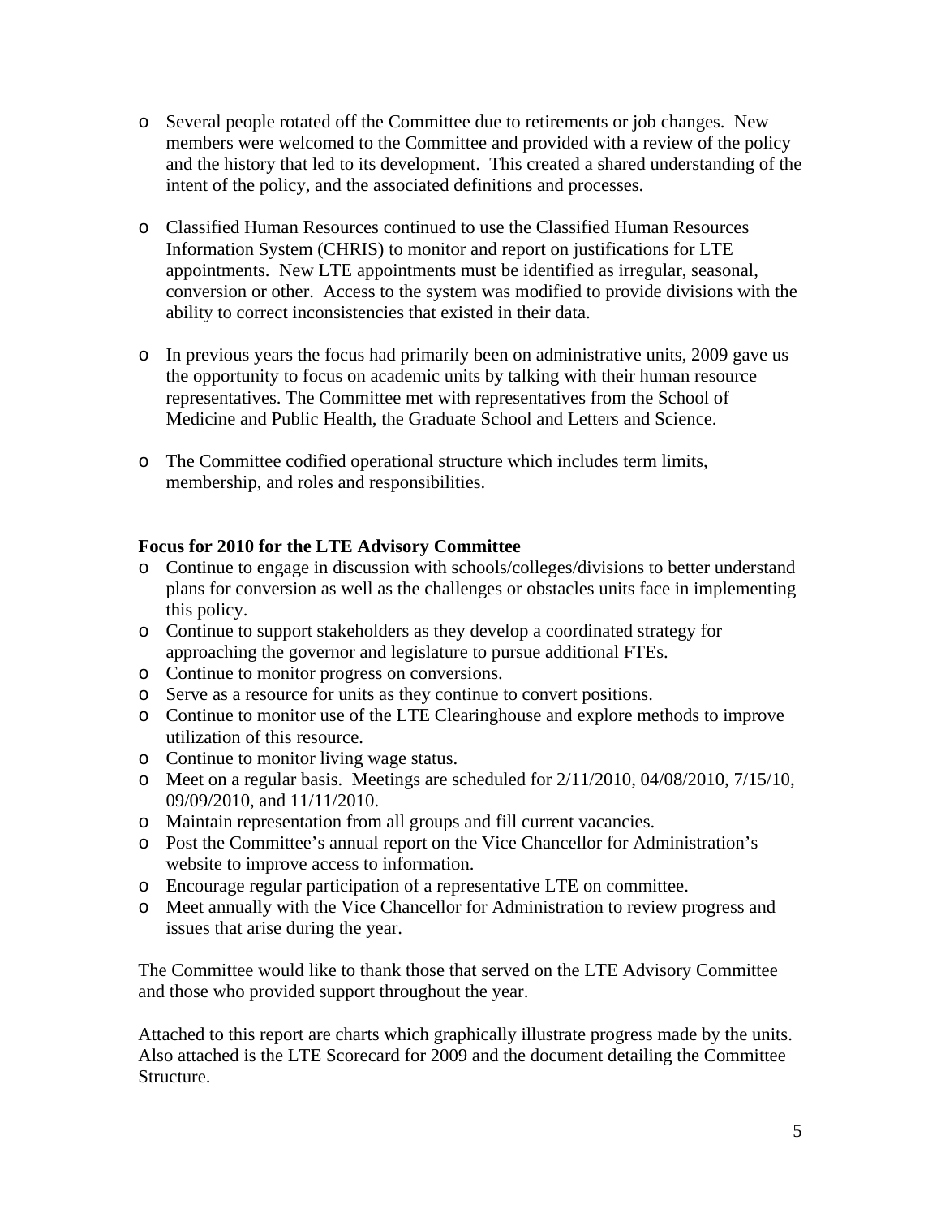- Several people rotated off the Committee due to retirements or job changes. New members were welcomed to the Committee and provided with a review of the policy and the history that led to its development. This created a shared understanding of the intent of the policy, and the associated definitions and processes.

- Classified Human Resources continued to use the Classified Human Resources Information System (CHRIS) to monitor and report on justifications for LTE appointments. New LTE appointments must be identified as irregular, seasonal, conversion or other. Access to the system was modified to provide divisions with the ability to correct inconsistencies that existed in their data.

- In previous years the focus had primarily been on administrative units, 2009 gave us the opportunity to focus on academic units by talking with their human resource representatives. The Committee met with representatives from the School of Medicine and Public Health, the Graduate School and Letters and Science.

- The Committee codified operational structure which includes term limits, membership, and roles and responsibilities.

**Focus for 2010 for the LTE Advisory Committee**

- Continue to engage in discussion with schools/colleges/divisions to better understand plans for conversion as well as the challenges or obstacles units face in implementing this policy.
- Continue to support stakeholders as they develop a coordinated strategy for approaching the governor and legislature to pursue additional FTEs.
- Continue to monitor progress on conversions.
- Serve as a resource for units as they continue to convert positions.
- Continue to monitor use of the LTE Clearinghouse and explore methods to improve utilization of this resource.
- Continue to monitor living wage status.
- Meet on a regular basis. Meetings are scheduled for 2/11/2010, 04/08/2010, 7/15/10, 09/09/2010, and 11/11/2010.
- Maintain representation from all groups and fill current vacancies.
- Post the Committee's annual report on the Vice Chancellor for Administration's website to improve access to information.
- Encourage regular participation of a representative LTE on committee.
- Meet annually with the Vice Chancellor for Administration to review progress and issues that arise during the year.

The Committee would like to thank those that served on the LTE Advisory Committee and those who provided support throughout the year.

Attached to this report are charts which graphically illustrate progress made by the units. Also attached is the LTE Scorecard for 2009 and the document detailing the Committee Structure.